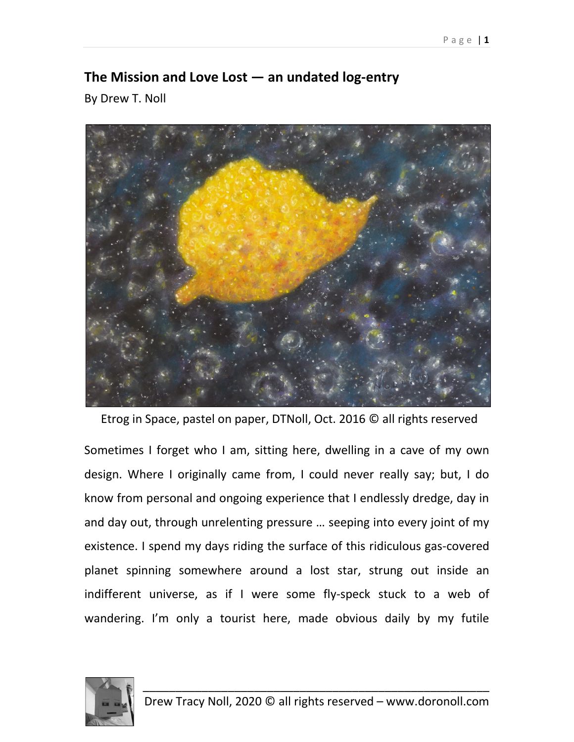## The Mission and Love Lost — an undated log-entry

By Drew T. Noll

Etrog in Space, pastel on paper, DTNoll, Oct. 2016 © all rights reserved

Sometimes I forget who I am, sitting here, dwelling in a cave of my own design. Where I originally came from, I could never really say; but, I do know from personal and ongoing experience that I endlessly dredge, day in and day out, through unrelenting pressure … seeping into every joint of my existence. I spend my days riding the surface of this ridiculous gas-covered planet spinning somewhere around a lost star, strung out inside an indifferent universe, as if I were some fly-speck stuck to a web of wandering. I'm only a tourist here, made obvious daily by my futile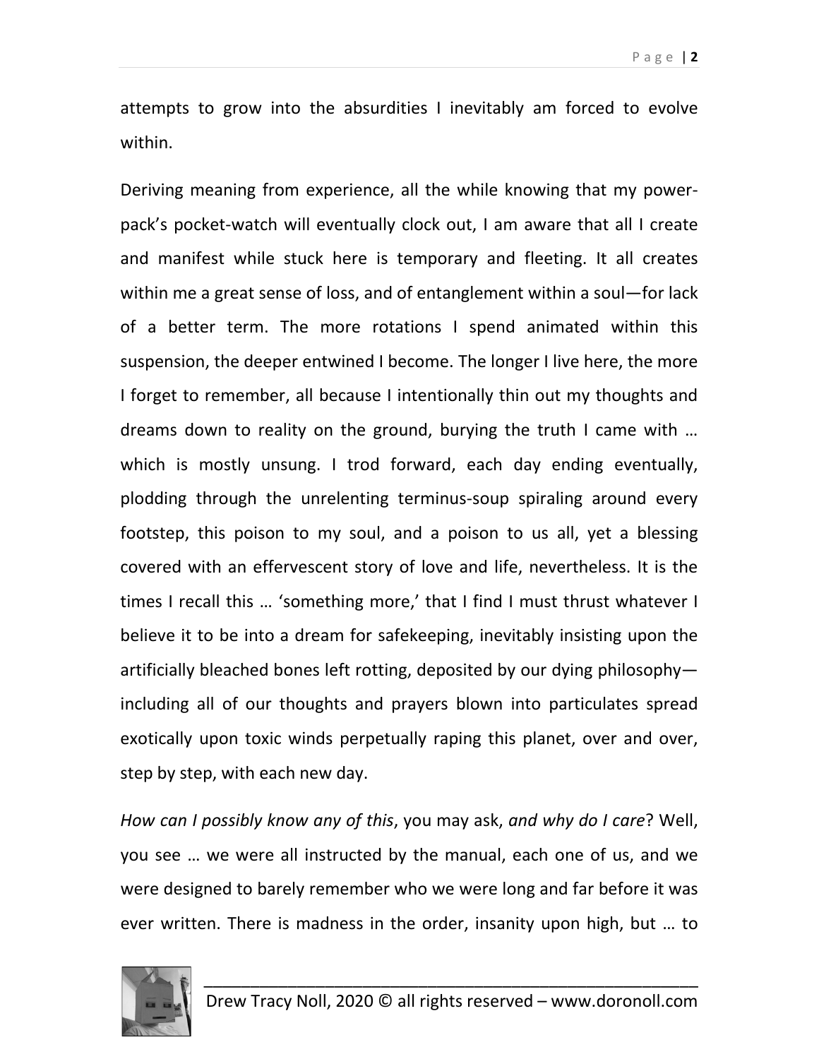attempts to grow into the absurdities I inevitably am forced to evolve within.

Deriving meaning from experience, all the while knowing that my power-pack's pocket-watch will eventually clock out, I am aware that all I create and manifest while stuck here is temporary and fleeting. It all creates within me a great sense of loss, and of entanglement within a soul—for lack of a better term. The more rotations I spend animated within this suspension, the deeper entwined I become. The longer I live here, the more I forget to remember, all because I intentionally thin out my thoughts and dreams down to reality on the ground, burying the truth I came with … which is mostly unsung. I trod forward, each day ending eventually, plodding through the unrelenting terminus-soup spiraling around every footstep, this poison to my soul, and a poison to us all, yet a blessing covered with an effervescent story of love and life, nevertheless. It is the times I recall this … 'something more,' that I find I must thrust whatever I believe it to be into a dream for safekeeping, inevitably insisting upon the artificially bleached bones left rotting, deposited by our dying philosophy—including all of our thoughts and prayers blown into particulates spread exotically upon toxic winds perpetually raping this planet, over and over, step by step, with each new day.

*How can I possibly know any of this*, you may ask, *and why do I care*? Well, you see … we were all instructed by the manual, each one of us, and we were designed to barely remember who we were long and far before it was ever written. There is madness in the order, insanity upon high, but … to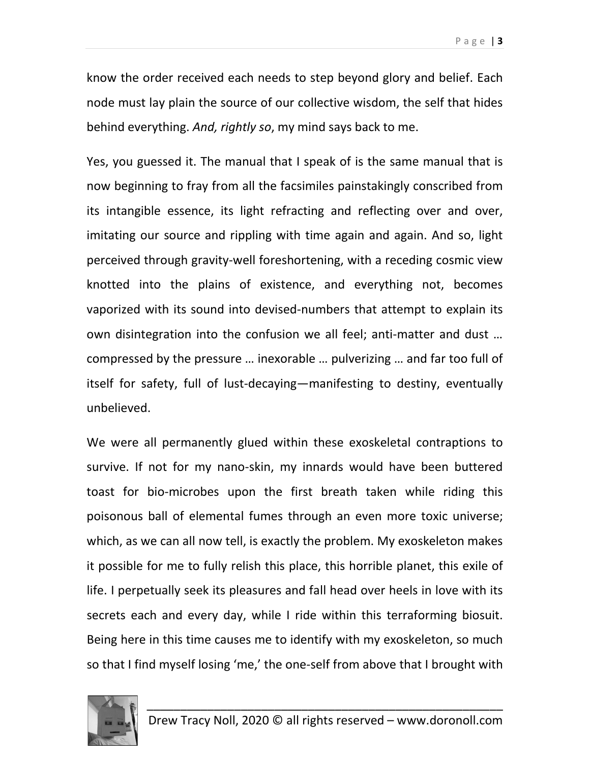know the order received each needs to step beyond glory and belief. Each node must lay plain the source of our collective wisdom, the self that hides behind everything. *And, rightly so*, my mind says back to me.

Yes, you guessed it. The manual that I speak of is the same manual that is now beginning to fray from all the facsimiles painstakingly conscribed from its intangible essence, its light refracting and reflecting over and over, imitating our source and rippling with time again and again. And so, light perceived through gravity-well foreshortening, with a receding cosmic view knotted into the plains of existence, and everything not, becomes vaporized with its sound into devised-numbers that attempt to explain its own disintegration into the confusion we all feel; anti-matter and dust … compressed by the pressure … inexorable … pulverizing … and far too full of itself for safety, full of lust-decaying—manifesting to destiny, eventually unbelieved.

We were all permanently glued within these exoskeletal contraptions to survive. If not for my nano-skin, my innards would have been buttered toast for bio-microbes upon the first breath taken while riding this poisonous ball of elemental fumes through an even more toxic universe; which, as we can all now tell, is exactly the problem. My exoskeleton makes it possible for me to fully relish this place, this horrible planet, this exile of life. I perpetually seek its pleasures and fall head over heels in love with its secrets each and every day, while I ride within this terraforming biosuit. Being here in this time causes me to identify with my exoskeleton, so much so that I find myself losing 'me,' the one-self from above that I brought with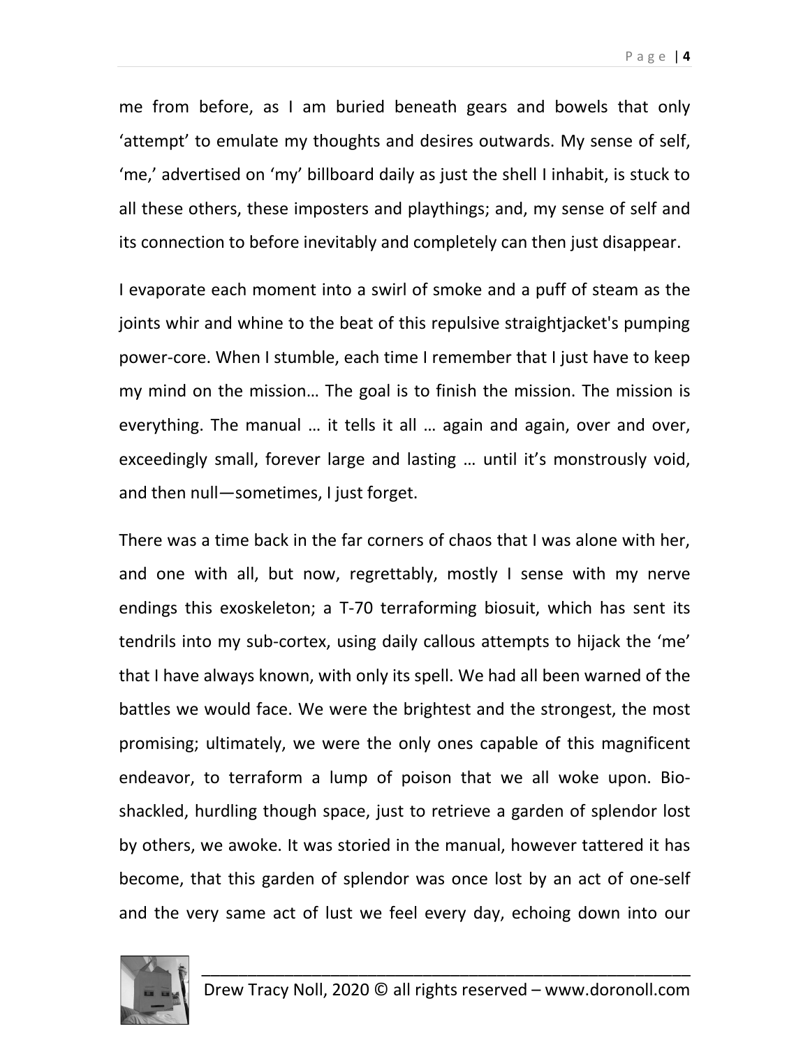me from before, as I am buried beneath gears and bowels that only 'attempt' to emulate my thoughts and desires outwards. My sense of self, 'me,' advertised on 'my' billboard daily as just the shell I inhabit, is stuck to all these others, these imposters and playthings; and, my sense of self and its connection to before inevitably and completely can then just disappear.

I evaporate each moment into a swirl of smoke and a puff of steam as the joints whir and whine to the beat of this repulsive straightjacket's pumping power-core. When I stumble, each time I remember that I just have to keep my mind on the mission… The goal is to finish the mission. The mission is everything. The manual … it tells it all … again and again, over and over, exceedingly small, forever large and lasting … until it's monstrously void, and then null—sometimes, I just forget.

There was a time back in the far corners of chaos that I was alone with her, and one with all, but now, regrettably, mostly I sense with my nerve endings this exoskeleton; a T-70 terraforming biosuit, which has sent its tendrils into my sub-cortex, using daily callous attempts to hijack the 'me' that I have always known, with only its spell. We had all been warned of the battles we would face. We were the brightest and the strongest, the most promising; ultimately, we were the only ones capable of this magnificent endeavor, to terraform a lump of poison that we all woke upon. Bio-shackled, hurdling though space, just to retrieve a garden of splendor lost by others, we awoke. It was storied in the manual, however tattered it has become, that this garden of splendor was once lost by an act of one-self and the very same act of lust we feel every day, echoing down into our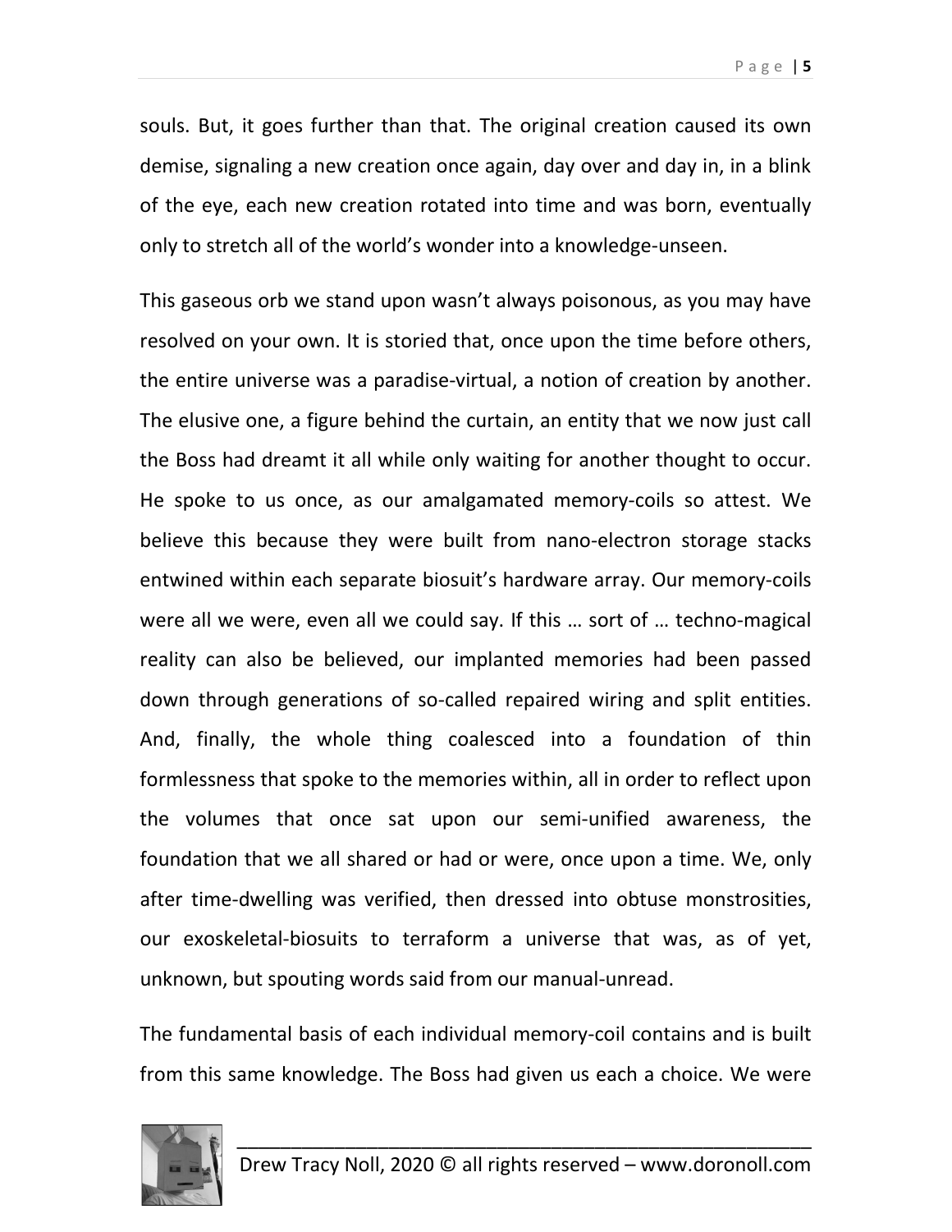souls. But, it goes further than that. The original creation caused its own demise, signaling a new creation once again, day over and day in, in a blink of the eye, each new creation rotated into time and was born, eventually only to stretch all of the world's wonder into a knowledge-unseen.

This gaseous orb we stand upon wasn't always poisonous, as you may have resolved on your own. It is storied that, once upon the time before others, the entire universe was a paradise-virtual, a notion of creation by another. The elusive one, a figure behind the curtain, an entity that we now just call the Boss had dreamt it all while only waiting for another thought to occur. He spoke to us once, as our amalgamated memory-coils so attest. We believe this because they were built from nano-electron storage stacks entwined within each separate biosuit's hardware array. Our memory-coils were all we were, even all we could say. If this … sort of … techno-magical reality can also be believed, our implanted memories had been passed down through generations of so-called repaired wiring and split entities. And, finally, the whole thing coalesced into a foundation of thin formlessness that spoke to the memories within, all in order to reflect upon the volumes that once sat upon our semi-unified awareness, the foundation that we all shared or had or were, once upon a time. We, only after time-dwelling was verified, then dressed into obtuse monstrosities, our exoskeletal-biosuits to terraform a universe that was, as of yet, unknown, but spouting words said from our manual-unread.

The fundamental basis of each individual memory-coil contains and is built from this same knowledge. The Boss had given us each a choice. We were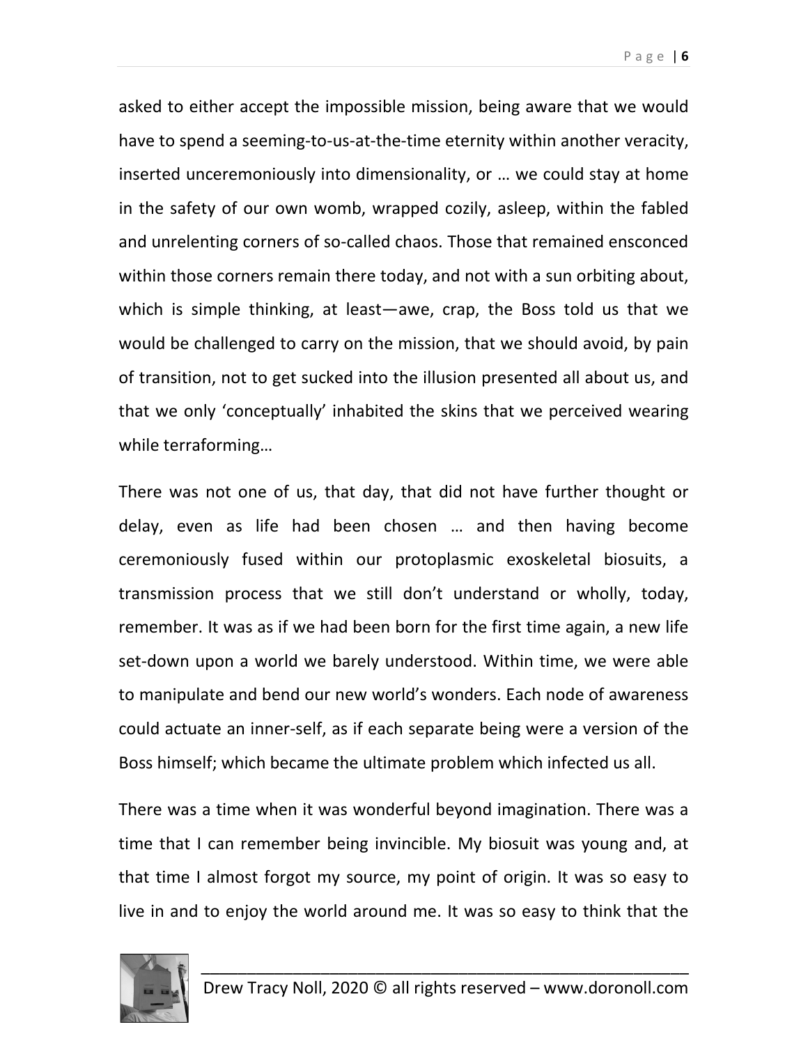asked to either accept the impossible mission, being aware that we would have to spend a seeming-to-us-at-the-time eternity within another veracity, inserted unceremoniously into dimensionality, or … we could stay at home in the safety of our own womb, wrapped cozily, asleep, within the fabled and unrelenting corners of so-called chaos. Those that remained ensconced within those corners remain there today, and not with a sun orbiting about, which is simple thinking, at least—awe, crap, the Boss told us that we would be challenged to carry on the mission, that we should avoid, by pain of transition, not to get sucked into the illusion presented all about us, and that we only 'conceptually' inhabited the skins that we perceived wearing while terraforming…

There was not one of us, that day, that did not have further thought or delay, even as life had been chosen … and then having become ceremoniously fused within our protoplasmic exoskeletal biosuits, a transmission process that we still don't understand or wholly, today, remember. It was as if we had been born for the first time again, a new life set-down upon a world we barely understood. Within time, we were able to manipulate and bend our new world's wonders. Each node of awareness could actuate an inner-self, as if each separate being were a version of the Boss himself; which became the ultimate problem which infected us all.

There was a time when it was wonderful beyond imagination. There was a time that I can remember being invincible. My biosuit was young and, at that time I almost forgot my source, my point of origin. It was so easy to live in and to enjoy the world around me. It was so easy to think that the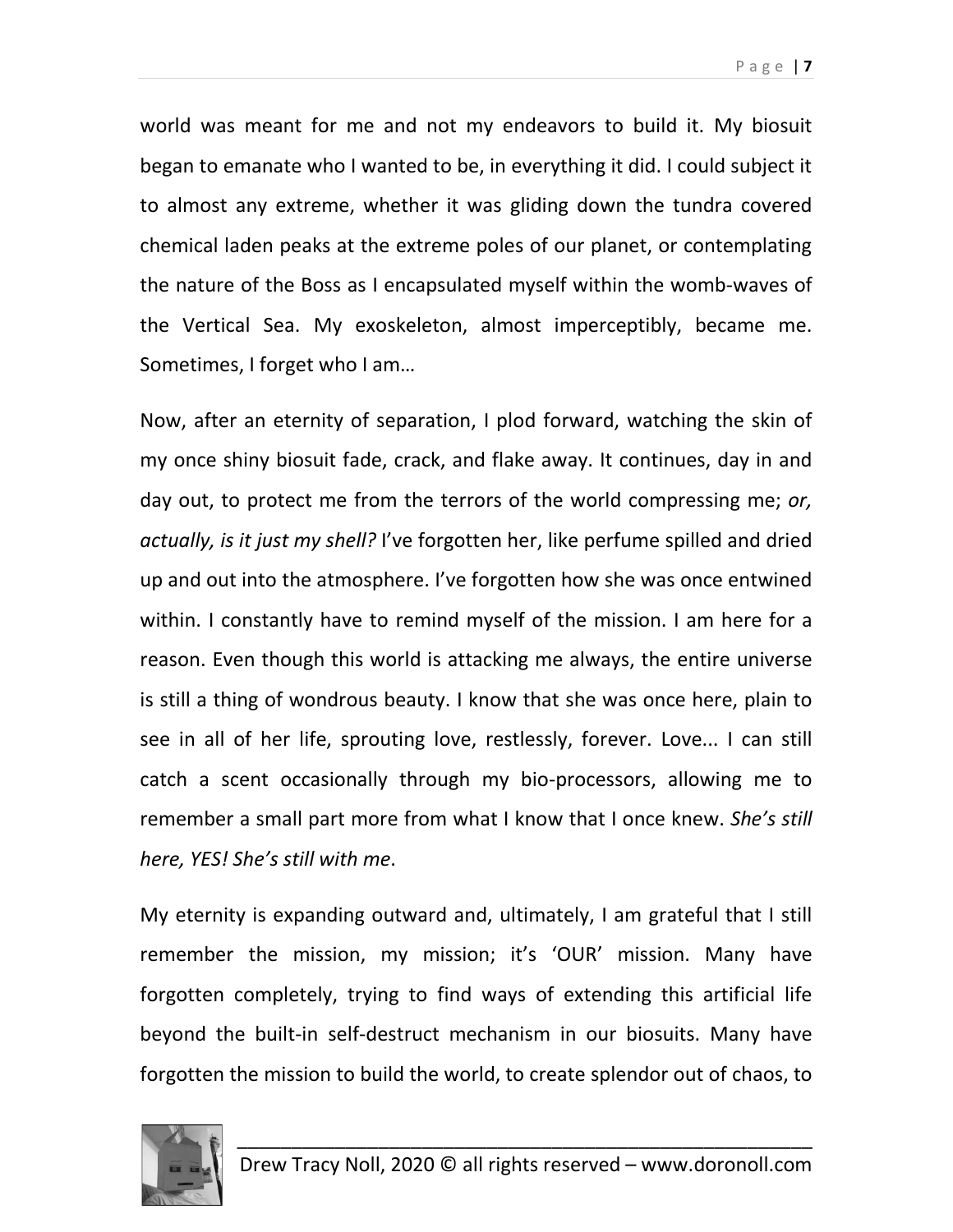world was meant for me and not my endeavors to build it. My biosuit began to emanate who I wanted to be, in everything it did. I could subject it to almost any extreme, whether it was gliding down the tundra covered chemical laden peaks at the extreme poles of our planet, or contemplating the nature of the Boss as I encapsulated myself within the womb-waves of the Vertical Sea. My exoskeleton, almost imperceptibly, became me. Sometimes, I forget who I am…

Now, after an eternity of separation, I plod forward, watching the skin of my once shiny biosuit fade, crack, and flake away. It continues, day in and day out, to protect me from the terrors of the world compressing me; *or, actually, is it just my shell?* I've forgotten her, like perfume spilled and dried up and out into the atmosphere. I've forgotten how she was once entwined within. I constantly have to remind myself of the mission. I am here for a reason. Even though this world is attacking me always, the entire universe is still a thing of wondrous beauty. I know that she was once here, plain to see in all of her life, sprouting love, restlessly, forever. Love... I can still catch a scent occasionally through my bio-processors, allowing me to remember a small part more from what I know that I once knew. *She's still here, YES! She's still with me*.

My eternity is expanding outward and, ultimately, I am grateful that I still remember the mission, my mission; it's 'OUR' mission. Many have forgotten completely, trying to find ways of extending this artificial life beyond the built-in self-destruct mechanism in our biosuits. Many have forgotten the mission to build the world, to create splendor out of chaos, to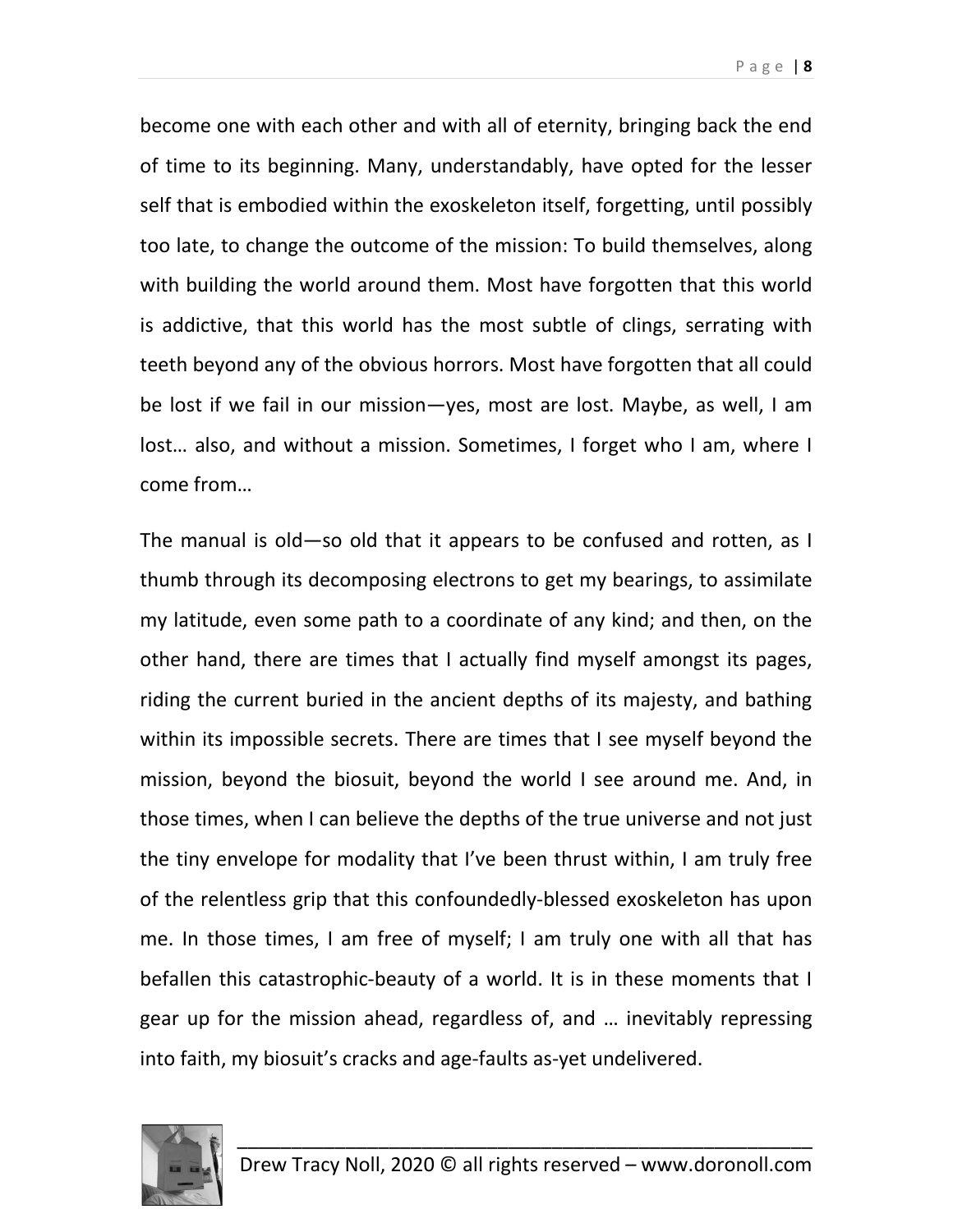become one with each other and with all of eternity, bringing back the end of time to its beginning. Many, understandably, have opted for the lesser self that is embodied within the exoskeleton itself, forgetting, until possibly too late, to change the outcome of the mission: To build themselves, along with building the world around them. Most have forgotten that this world is addictive, that this world has the most subtle of clings, serrating with teeth beyond any of the obvious horrors. Most have forgotten that all could be lost if we fail in our mission—yes, most are lost. Maybe, as well, I am lost… also, and without a mission. Sometimes, I forget who I am, where I come from…

The manual is old—so old that it appears to be confused and rotten, as I thumb through its decomposing electrons to get my bearings, to assimilate my latitude, even some path to a coordinate of any kind; and then, on the other hand, there are times that I actually find myself amongst its pages, riding the current buried in the ancient depths of its majesty, and bathing within its impossible secrets. There are times that I see myself beyond the mission, beyond the biosuit, beyond the world I see around me. And, in those times, when I can believe the depths of the true universe and not just the tiny envelope for modality that I've been thrust within, I am truly free of the relentless grip that this confoundedly-blessed exoskeleton has upon me. In those times, I am free of myself; I am truly one with all that has befallen this catastrophic-beauty of a world. It is in these moments that I gear up for the mission ahead, regardless of, and … inevitably repressing into faith, my biosuit's cracks and age-faults as-yet undelivered.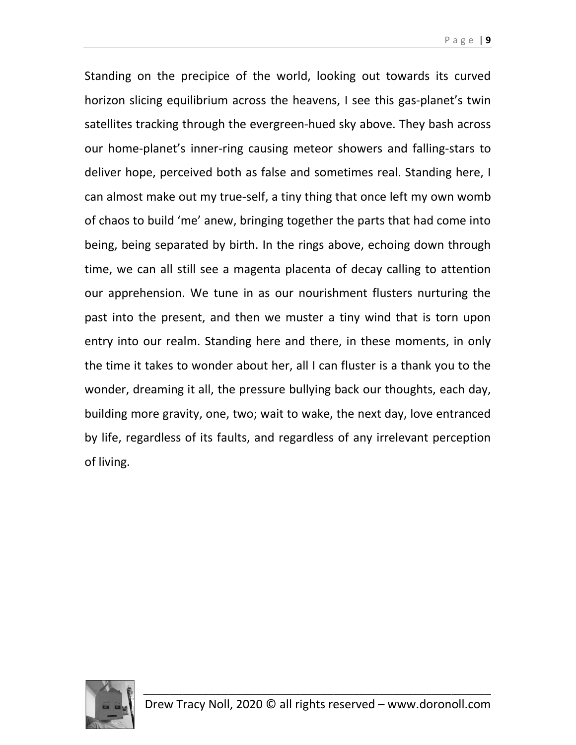Standing on the precipice of the world, looking out towards its curved horizon slicing equilibrium across the heavens, I see this gas-planet's twin satellites tracking through the evergreen-hued sky above. They bash across our home-planet's inner-ring causing meteor showers and falling-stars to deliver hope, perceived both as false and sometimes real. Standing here, I can almost make out my true-self, a tiny thing that once left my own womb of chaos to build 'me' anew, bringing together the parts that had come into being, being separated by birth. In the rings above, echoing down through time, we can all still see a magenta placenta of decay calling to attention our apprehension. We tune in as our nourishment flusters nurturing the past into the present, and then we muster a tiny wind that is torn upon entry into our realm. Standing here and there, in these moments, in only the time it takes to wonder about her, all I can fluster is a thank you to the wonder, dreaming it all, the pressure bullying back our thoughts, each day, building more gravity, one, two; wait to wake, the next day, love entranced by life, regardless of its faults, and regardless of any irrelevant perception of living.